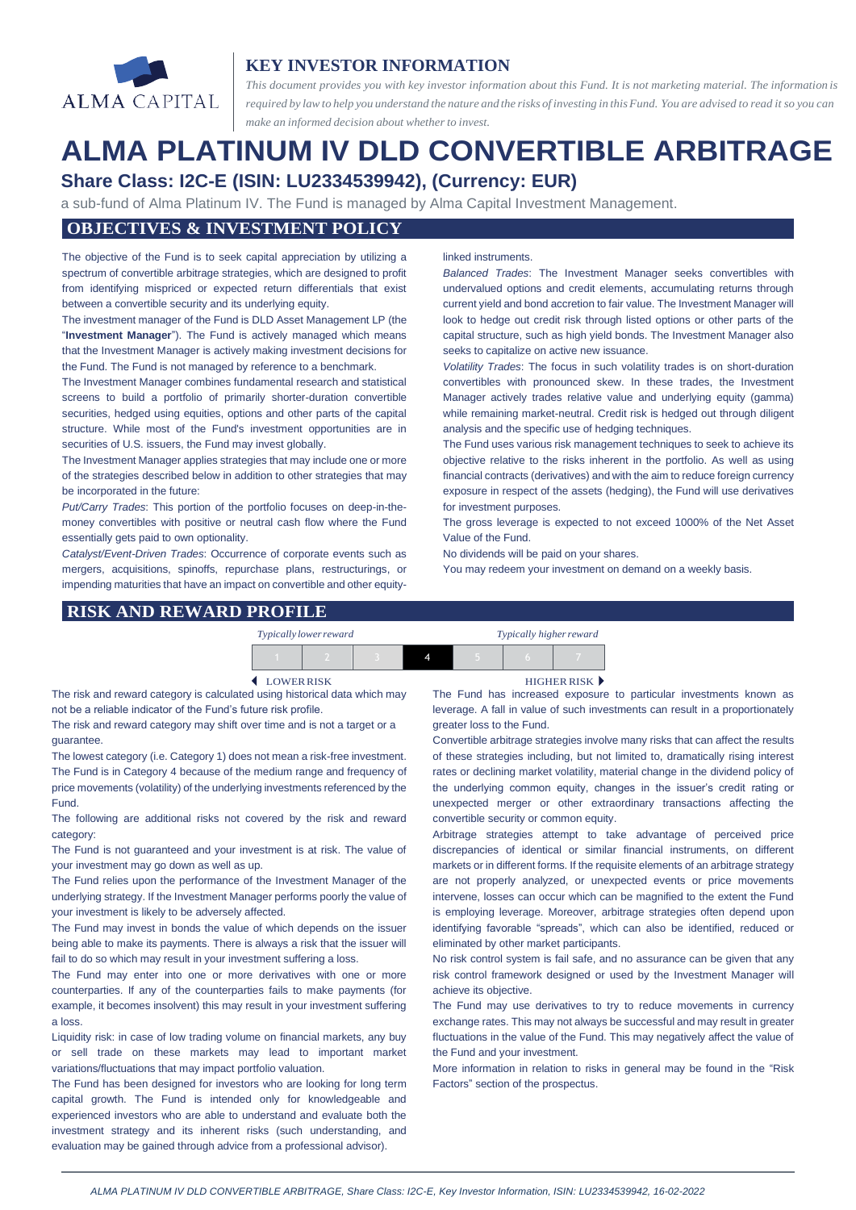ALMA CAPITAL

## KEY INVESTOR INFORMATION

*This document provides you with key investor information about this Fund. It is not marketing material. The information is required by law to help you understand the nature and the risks of investing in this Fund. You are advised to read it so you can make an informed decision about whether to invest.*

# ALMA PLATINUM IV DLD CONVERTIBLE ARBITRAGE

### Share Class: I2C-E (ISIN: LU2334539942), (Currency: EUR)

a sub-fund of Alma Platinum IV. The Fund is managed by Alma Capital Investment Management.

## OBJECTIVES & INVESTMENT POLICY

The objective of the Fund is to seek capital appreciation by utilizing a spectrum of convertible arbitrage strategies, which are designed to profit from identifying mispriced or expected return differentials that exist between a convertible security and its underlying equity.

The investment manager of the Fund is DLD Asset Management LP (the "**Investment Manager**"). The Fund is actively managed which means that the Investment Manager is actively making investment decisions for the Fund. The Fund is not managed by reference to a benchmark.

The Investment Manager combines fundamental research and statistical screens to build a portfolio of primarily shorter-duration convertible securities, hedged using equities, options and other parts of the capital structure. While most of the Fund's investment opportunities are in securities of U.S. issuers, the Fund may invest globally.

The Investment Manager applies strategies that may include one or more of the strategies described below in addition to other strategies that may be incorporated in the future:

*Put/Carry Trades*: This portion of the portfolio focuses on deep-in-the-money convertibles with positive or neutral cash flow where the Fund essentially gets paid to own optionality.

*Catalyst/Event-Driven Trades*: Occurrence of corporate events such as mergers, acquisitions, spinoffs, repurchase plans, restructurings, or impending maturities that have an impact on convertible and other equity-linked instruments.

*Balanced Trades*: The Investment Manager seeks convertibles with undervalued options and credit elements, accumulating returns through current yield and bond accretion to fair value. The Investment Manager will look to hedge out credit risk through listed options or other parts of the capital structure, such as high yield bonds. The Investment Manager also seeks to capitalize on active new issuance.

*Volatility Trades*: The focus in such volatility trades is on short-duration convertibles with pronounced skew. In these trades, the Investment Manager actively trades relative value and underlying equity (gamma) while remaining market-neutral. Credit risk is hedged out through diligent analysis and the specific use of hedging techniques.

The Fund uses various risk management techniques to seek to achieve its objective relative to the risks inherent in the portfolio. As well as using financial contracts (derivatives) and with the aim to reduce foreign currency exposure in respect of the assets (hedging), the Fund will use derivatives for investment purposes.

The gross leverage is expected to not exceed 1000% of the Net Asset Value of the Fund.

No dividends will be paid on your shares.

You may redeem your investment on demand on a weekly basis.

## RISK AND REWARD PROFILE

*Typically lower reward* — *Typically higher reward*

| 1 | 2 | 3 | **4** | 5 | 6 | 7 |
|---|---|---|---|---|---|---|

◄ LOWER RISK — HIGHER RISK ►

The risk and reward category is calculated using historical data which may not be a reliable indicator of the Fund's future risk profile.

The risk and reward category may shift over time and is not a target or a guarantee.

The lowest category (i.e. Category 1) does not mean a risk-free investment.

The Fund is in Category 4 because of the medium range and frequency of price movements (volatility) of the underlying investments referenced by the Fund.

The following are additional risks not covered by the risk and reward category:

The Fund is not guaranteed and your investment is at risk. The value of your investment may go down as well as up.

The Fund relies upon the performance of the Investment Manager of the underlying strategy. If the Investment Manager performs poorly the value of your investment is likely to be adversely affected.

The Fund may invest in bonds the value of which depends on the issuer being able to make its payments. There is always a risk that the issuer will fail to do so which may result in your investment suffering a loss.

The Fund may enter into one or more derivatives with one or more counterparties. If any of the counterparties fails to make payments (for example, it becomes insolvent) this may result in your investment suffering a loss.

Liquidity risk: in case of low trading volume on financial markets, any buy or sell trade on these markets may lead to important market variations/fluctuations that may impact portfolio valuation.

The Fund has been designed for investors who are looking for long term capital growth. The Fund is intended only for knowledgeable and experienced investors who are able to understand and evaluate both the investment strategy and its inherent risks (such understanding, and evaluation may be gained through advice from a professional advisor).

The Fund has increased exposure to particular investments known as leverage. A fall in value of such investments can result in a proportionately greater loss to the Fund.

Convertible arbitrage strategies involve many risks that can affect the results of these strategies including, but not limited to, dramatically rising interest rates or declining market volatility, material change in the dividend policy of the underlying common equity, changes in the issuer's credit rating or unexpected merger or other extraordinary transactions affecting the convertible security or common equity.

Arbitrage strategies attempt to take advantage of perceived price discrepancies of identical or similar financial instruments, on different markets or in different forms. If the requisite elements of an arbitrage strategy are not properly analyzed, or unexpected events or price movements intervene, losses can occur which can be magnified to the extent the Fund is employing leverage. Moreover, arbitrage strategies often depend upon identifying favorable "spreads", which can also be identified, reduced or eliminated by other market participants.

No risk control system is fail safe, and no assurance can be given that any risk control framework designed or used by the Investment Manager will achieve its objective.

The Fund may use derivatives to try to reduce movements in currency exchange rates. This may not always be successful and may result in greater fluctuations in the value of the Fund. This may negatively affect the value of the Fund and your investment.

More information in relation to risks in general may be found in the "Risk Factors" section of the prospectus.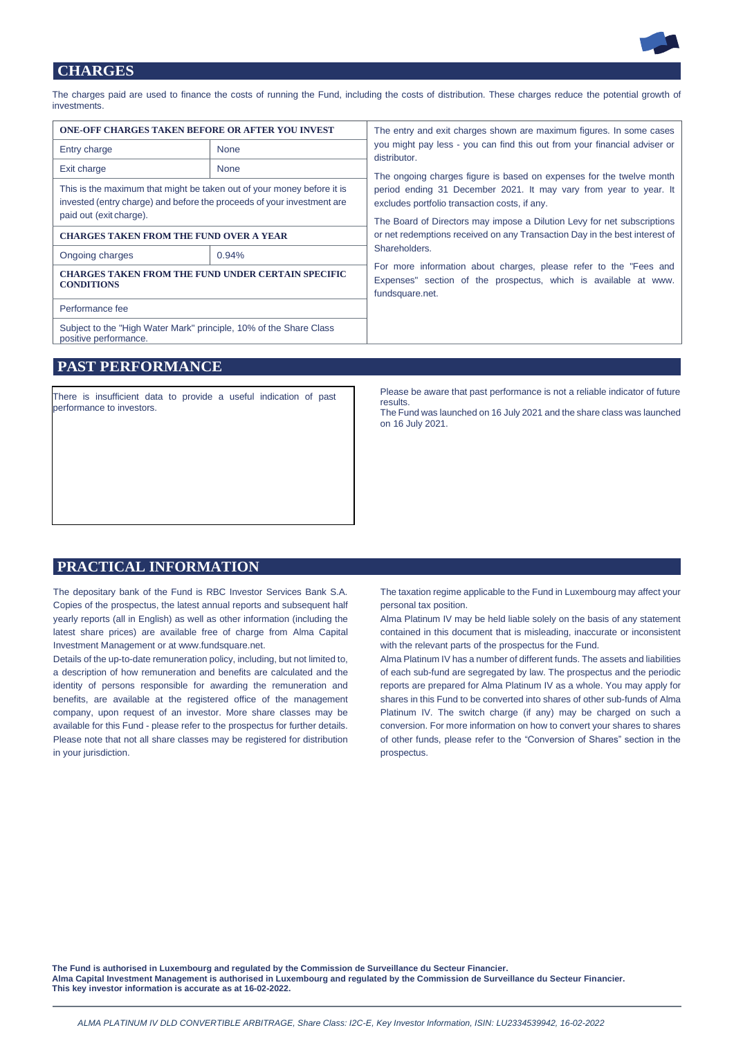## CHARGES

The charges paid are used to finance the costs of running the Fund, including the costs of distribution. These charges reduce the potential growth of investments.

| ONE-OFF CHARGES TAKEN BEFORE OR AFTER YOU INVEST | |
|---|---|
| Entry charge | None |
| Exit charge | None |
| This is the maximum that might be taken out of your money before it is invested (entry charge) and before the proceeds of your investment are paid out (exit charge). | |
| **CHARGES TAKEN FROM THE FUND OVER A YEAR** | |
| Ongoing charges | 0.94% |
| **CHARGES TAKEN FROM THE FUND UNDER CERTAIN SPECIFIC CONDITIONS** | |
| Performance fee | |
| Subject to the "High Water Mark" principle, 10% of the Share Class positive performance. | |

The entry and exit charges shown are maximum figures. In some cases you might pay less - you can find this out from your financial adviser or distributor.

The ongoing charges figure is based on expenses for the twelve month period ending 31 December 2021. It may vary from year to year. It excludes portfolio transaction costs, if any.

The Board of Directors may impose a Dilution Levy for net subscriptions or net redemptions received on any Transaction Day in the best interest of Shareholders.

For more information about charges, please refer to the "Fees and Expenses" section of the prospectus, which is available at www. fundsquare.net.

## PAST PERFORMANCE

There is insufficient data to provide a useful indication of past performance to investors.

Please be aware that past performance is not a reliable indicator of future results.

The Fund was launched on 16 July 2021 and the share class was launched on 16 July 2021.

## PRACTICAL INFORMATION

The depositary bank of the Fund is RBC Investor Services Bank S.A. Copies of the prospectus, the latest annual reports and subsequent half yearly reports (all in English) as well as other information (including the latest share prices) are available free of charge from Alma Capital Investment Management or at www.fundsquare.net.

Details of the up-to-date remuneration policy, including, but not limited to, a description of how remuneration and benefits are calculated and the identity of persons responsible for awarding the remuneration and benefits, are available at the registered office of the management company, upon request of an investor. More share classes may be available for this Fund - please refer to the prospectus for further details. Please note that not all share classes may be registered for distribution in your jurisdiction.

The taxation regime applicable to the Fund in Luxembourg may affect your personal tax position.

Alma Platinum IV may be held liable solely on the basis of any statement contained in this document that is misleading, inaccurate or inconsistent with the relevant parts of the prospectus for the Fund.

Alma Platinum IV has a number of different funds. The assets and liabilities of each sub-fund are segregated by law. The prospectus and the periodic reports are prepared for Alma Platinum IV as a whole. You may apply for shares in this Fund to be converted into shares of other sub-funds of Alma Platinum IV. The switch charge (if any) may be charged on such a conversion. For more information on how to convert your shares to shares of other funds, please refer to the "Conversion of Shares" section in the prospectus.

**The Fund is authorised in Luxembourg and regulated by the Commission de Surveillance du Secteur Financier.**
**Alma Capital Investment Management is authorised in Luxembourg and regulated by the Commission de Surveillance du Secteur Financier.**
**This key investor information is accurate as at 16-02-2022.**